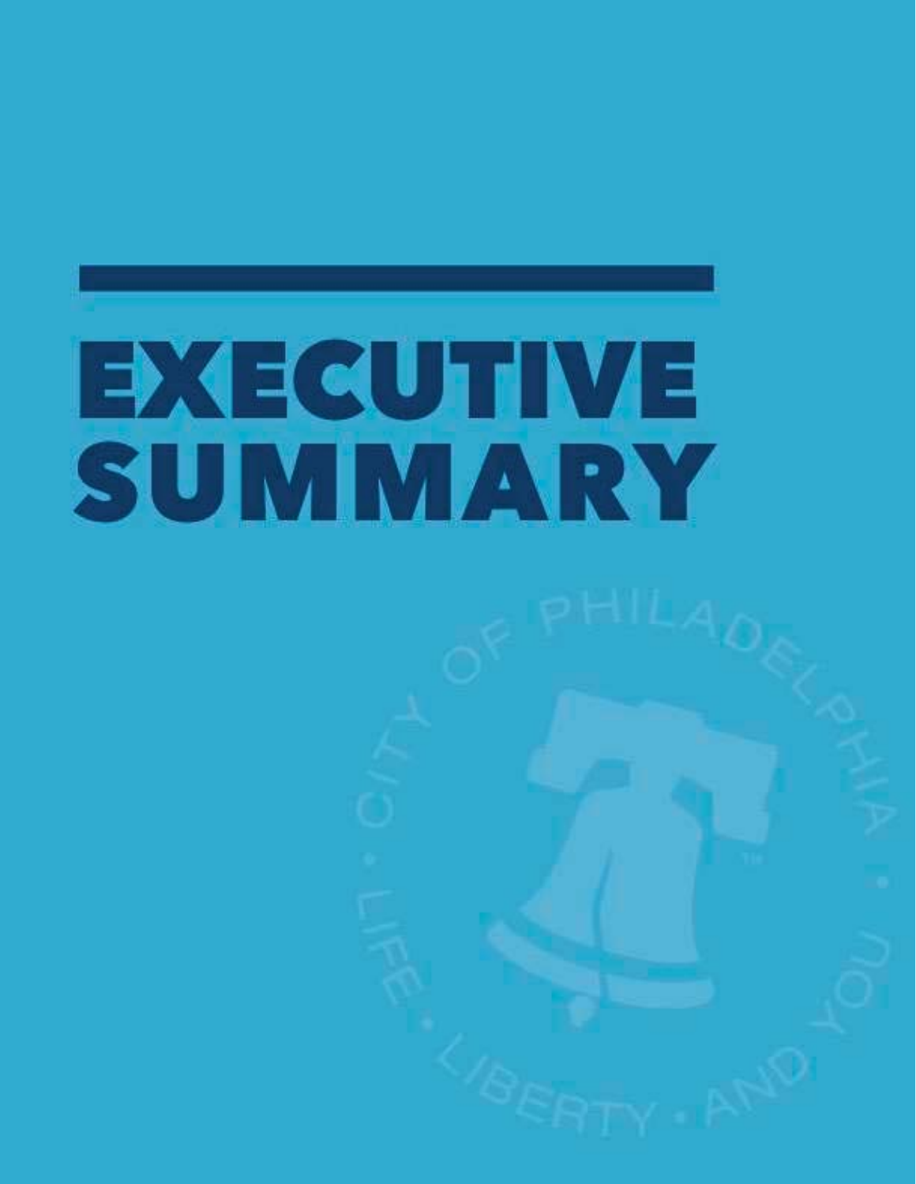# EXECUTIVE SUMMARY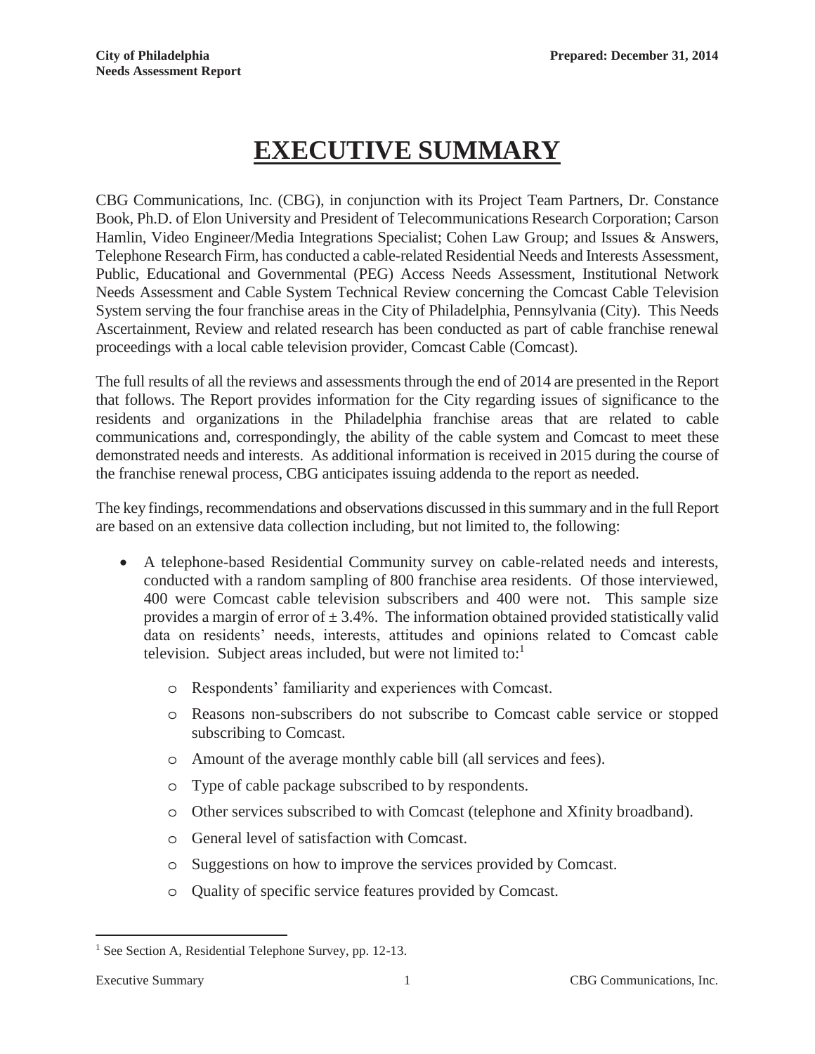# EXECUTIVE SUMMARY

CBG Communications, Inc. (CBG), in conjunction with its Project Team Partners, Dr. Constance Book, Ph.D. of Elon University and President of Telecommunications Research Corporation; Carson Hamlin, Video Engineer/Media Integrations Specialist; Cohen Law Group; and Issues & Answers, Telephone Research Firm, has conducted a cable-related Residential Needs and Interests Assessment, Public, Educational and Governmental (PEG) Access Needs Assessment, Institutional Network Needs Assessment and Cable System Technical Review concerning the Comcast Cable Television System serving the four franchise areas in the City of Philadelphia, Pennsylvania (City). This Needs Ascertainment, Review and related research has been conducted as part of cable franchise renewal proceedings with a local cable television provider, Comcast Cable (Comcast).

The full results of all the reviews and assessments through the end of 2014 are presented in the Report that follows. The Report provides information for the City regarding issues of significance to the residents and organizations in the Philadelphia franchise areas that are related to cable communications and, correspondingly, the ability of the cable system and Comcast to meet these demonstrated needs and interests. As additional information is received in 2015 during the course of the franchise renewal process, CBG anticipates issuing addenda to the report as needed.

The key findings, recommendations and observations discussed in this summary and in the full Report are based on an extensive data collection including, but not limited to, the following:

- A telephone-based Residential Community survey on cable-related needs and interests, conducted with a random sampling of 800 franchise area residents. Of those interviewed, 400 were Comcast cable television subscribers and 400 were not. This sample size provides a margin of error of ± 3.4%. The information obtained provided statistically valid data on residents' needs, interests, attitudes and opinions related to Comcast cable television. Subject areas included, but were not limited to:[1]
  - Respondents' familiarity and experiences with Comcast.
  - Reasons non-subscribers do not subscribe to Comcast cable service or stopped subscribing to Comcast.
  - Amount of the average monthly cable bill (all services and fees).
  - Type of cable package subscribed to by respondents.
  - Other services subscribed to with Comcast (telephone and Xfinity broadband).
  - General level of satisfaction with Comcast.
  - Suggestions on how to improve the services provided by Comcast.
  - Quality of specific service features provided by Comcast.

[1] See Section A, Residential Telephone Survey, pp. 12-13.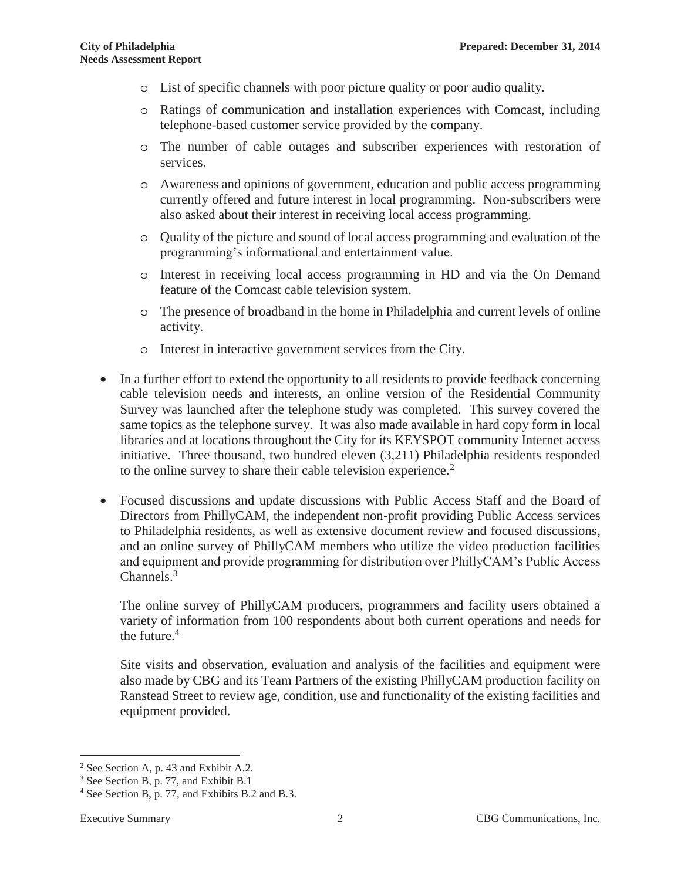- List of specific channels with poor picture quality or poor audio quality.
  - Ratings of communication and installation experiences with Comcast, including telephone-based customer service provided by the company.
  - The number of cable outages and subscriber experiences with restoration of services.
  - Awareness and opinions of government, education and public access programming currently offered and future interest in local programming. Non-subscribers were also asked about their interest in receiving local access programming.
  - Quality of the picture and sound of local access programming and evaluation of the programming's informational and entertainment value.
  - Interest in receiving local access programming in HD and via the On Demand feature of the Comcast cable television system.
  - The presence of broadband in the home in Philadelphia and current levels of online activity.
  - Interest in interactive government services from the City.

- In a further effort to extend the opportunity to all residents to provide feedback concerning cable television needs and interests, an online version of the Residential Community Survey was launched after the telephone study was completed. This survey covered the same topics as the telephone survey. It was also made available in hard copy form in local libraries and at locations throughout the City for its KEYSPOT community Internet access initiative. Three thousand, two hundred eleven (3,211) Philadelphia residents responded to the online survey to share their cable television experience.[2]

- Focused discussions and update discussions with Public Access Staff and the Board of Directors from PhillyCAM, the independent non-profit providing Public Access services to Philadelphia residents, as well as extensive document review and focused discussions, and an online survey of PhillyCAM members who utilize the video production facilities and equipment and provide programming for distribution over PhillyCAM's Public Access Channels.[3]

  The online survey of PhillyCAM producers, programmers and facility users obtained a variety of information from 100 respondents about both current operations and needs for the future.[4]

  Site visits and observation, evaluation and analysis of the facilities and equipment were also made by CBG and its Team Partners of the existing PhillyCAM production facility on Ranstead Street to review age, condition, use and functionality of the existing facilities and equipment provided.

---

[2] See Section A, p. 43 and Exhibit A.2.

[3] See Section B, p. 77, and Exhibit B.1

[4] See Section B, p. 77, and Exhibits B.2 and B.3.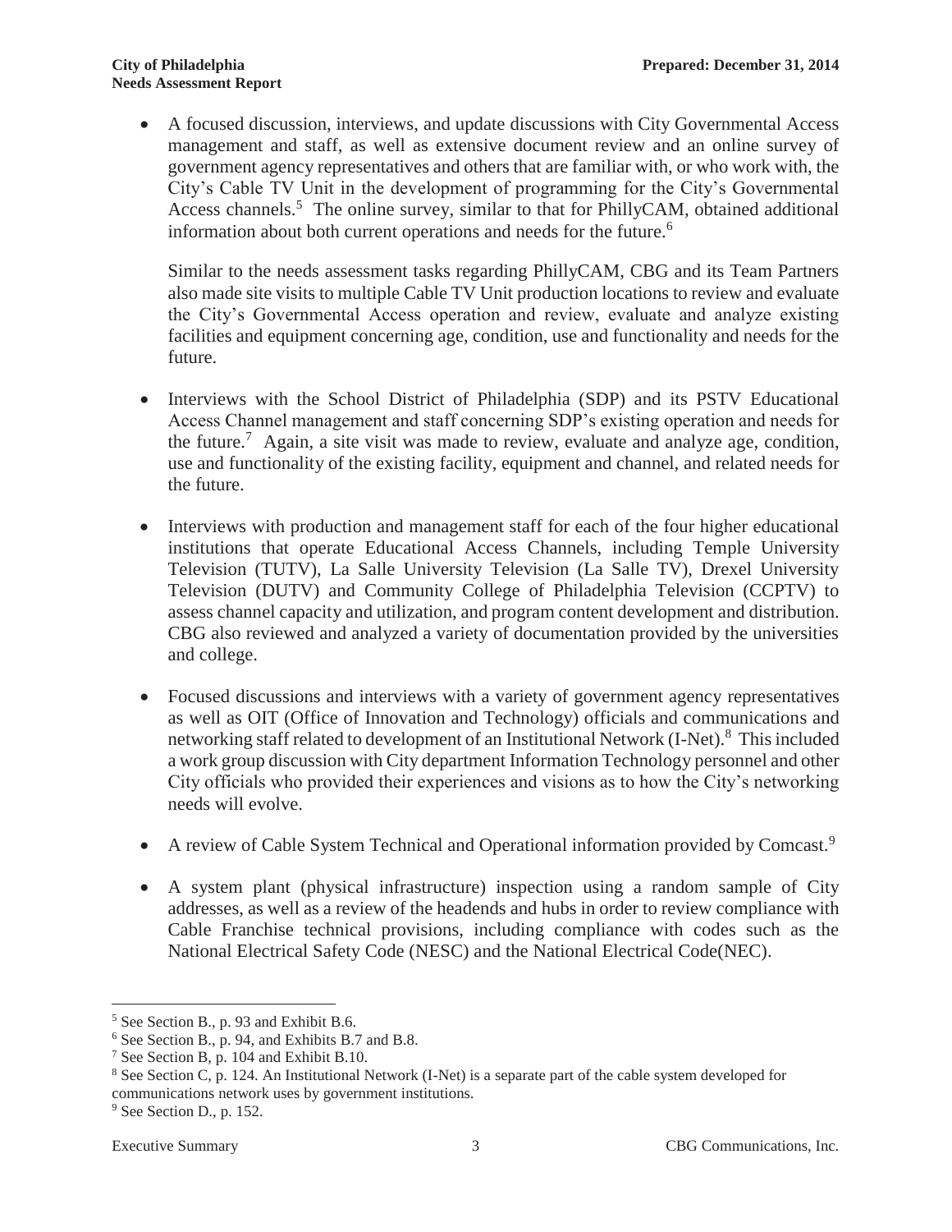- A focused discussion, interviews, and update discussions with City Governmental Access management and staff, as well as extensive document review and an online survey of government agency representatives and others that are familiar with, or who work with, the City's Cable TV Unit in the development of programming for the City's Governmental Access channels.[5] The online survey, similar to that for PhillyCAM, obtained additional information about both current operations and needs for the future.[6]

  Similar to the needs assessment tasks regarding PhillyCAM, CBG and its Team Partners also made site visits to multiple Cable TV Unit production locations to review and evaluate the City's Governmental Access operation and review, evaluate and analyze existing facilities and equipment concerning age, condition, use and functionality and needs for the future.

- Interviews with the School District of Philadelphia (SDP) and its PSTV Educational Access Channel management and staff concerning SDP's existing operation and needs for the future.[7] Again, a site visit was made to review, evaluate and analyze age, condition, use and functionality of the existing facility, equipment and channel, and related needs for the future.

- Interviews with production and management staff for each of the four higher educational institutions that operate Educational Access Channels, including Temple University Television (TUTV), La Salle University Television (La Salle TV), Drexel University Television (DUTV) and Community College of Philadelphia Television (CCPTV) to assess channel capacity and utilization, and program content development and distribution. CBG also reviewed and analyzed a variety of documentation provided by the universities and college.

- Focused discussions and interviews with a variety of government agency representatives as well as OIT (Office of Innovation and Technology) officials and communications and networking staff related to development of an Institutional Network (I-Net).[8] This included a work group discussion with City department Information Technology personnel and other City officials who provided their experiences and visions as to how the City's networking needs will evolve.

- A review of Cable System Technical and Operational information provided by Comcast.[9]

- A system plant (physical infrastructure) inspection using a random sample of City addresses, as well as a review of the headends and hubs in order to review compliance with Cable Franchise technical provisions, including compliance with codes such as the National Electrical Safety Code (NESC) and the National Electrical Code(NEC).

---

[5] See Section B., p. 93 and Exhibit B.6.

[6] See Section B., p. 94, and Exhibits B.7 and B.8.

[7] See Section B, p. 104 and Exhibit B.10.

[8] See Section C, p. 124. An Institutional Network (I-Net) is a separate part of the cable system developed for communications network uses by government institutions.

[9] See Section D., p. 152.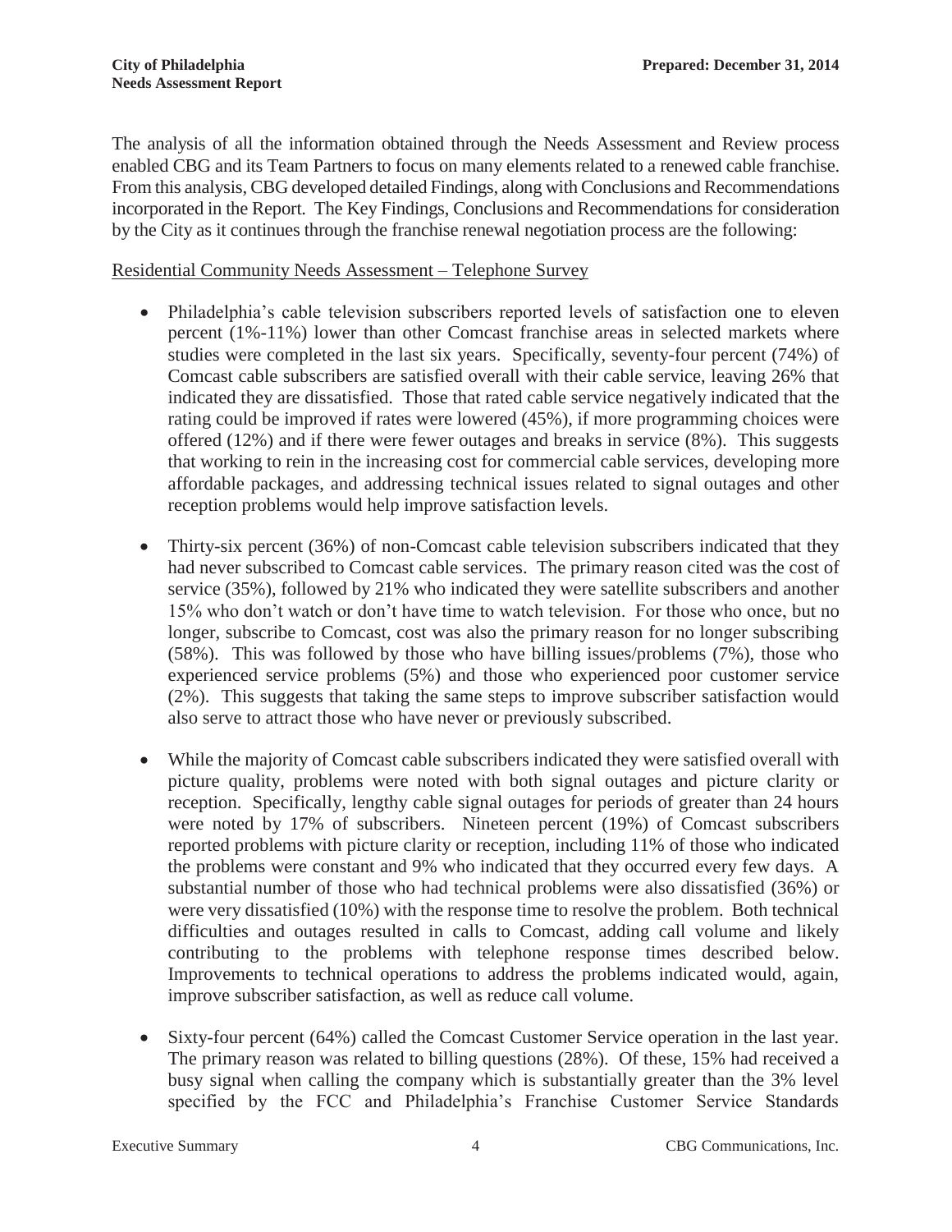The analysis of all the information obtained through the Needs Assessment and Review process enabled CBG and its Team Partners to focus on many elements related to a renewed cable franchise. From this analysis, CBG developed detailed Findings, along with Conclusions and Recommendations incorporated in the Report. The Key Findings, Conclusions and Recommendations for consideration by the City as it continues through the franchise renewal negotiation process are the following:

<u>Residential Community Needs Assessment – Telephone Survey</u>

- Philadelphia's cable television subscribers reported levels of satisfaction one to eleven percent (1%-11%) lower than other Comcast franchise areas in selected markets where studies were completed in the last six years. Specifically, seventy-four percent (74%) of Comcast cable subscribers are satisfied overall with their cable service, leaving 26% that indicated they are dissatisfied. Those that rated cable service negatively indicated that the rating could be improved if rates were lowered (45%), if more programming choices were offered (12%) and if there were fewer outages and breaks in service (8%). This suggests that working to rein in the increasing cost for commercial cable services, developing more affordable packages, and addressing technical issues related to signal outages and other reception problems would help improve satisfaction levels.

- Thirty-six percent (36%) of non-Comcast cable television subscribers indicated that they had never subscribed to Comcast cable services. The primary reason cited was the cost of service (35%), followed by 21% who indicated they were satellite subscribers and another 15% who don't watch or don't have time to watch television. For those who once, but no longer, subscribe to Comcast, cost was also the primary reason for no longer subscribing (58%). This was followed by those who have billing issues/problems (7%), those who experienced service problems (5%) and those who experienced poor customer service (2%). This suggests that taking the same steps to improve subscriber satisfaction would also serve to attract those who have never or previously subscribed.

- While the majority of Comcast cable subscribers indicated they were satisfied overall with picture quality, problems were noted with both signal outages and picture clarity or reception. Specifically, lengthy cable signal outages for periods of greater than 24 hours were noted by 17% of subscribers. Nineteen percent (19%) of Comcast subscribers reported problems with picture clarity or reception, including 11% of those who indicated the problems were constant and 9% who indicated that they occurred every few days. A substantial number of those who had technical problems were also dissatisfied (36%) or were very dissatisfied (10%) with the response time to resolve the problem. Both technical difficulties and outages resulted in calls to Comcast, adding call volume and likely contributing to the problems with telephone response times described below. Improvements to technical operations to address the problems indicated would, again, improve subscriber satisfaction, as well as reduce call volume.

- Sixty-four percent (64%) called the Comcast Customer Service operation in the last year. The primary reason was related to billing questions (28%). Of these, 15% had received a busy signal when calling the company which is substantially greater than the 3% level specified by the FCC and Philadelphia's Franchise Customer Service Standards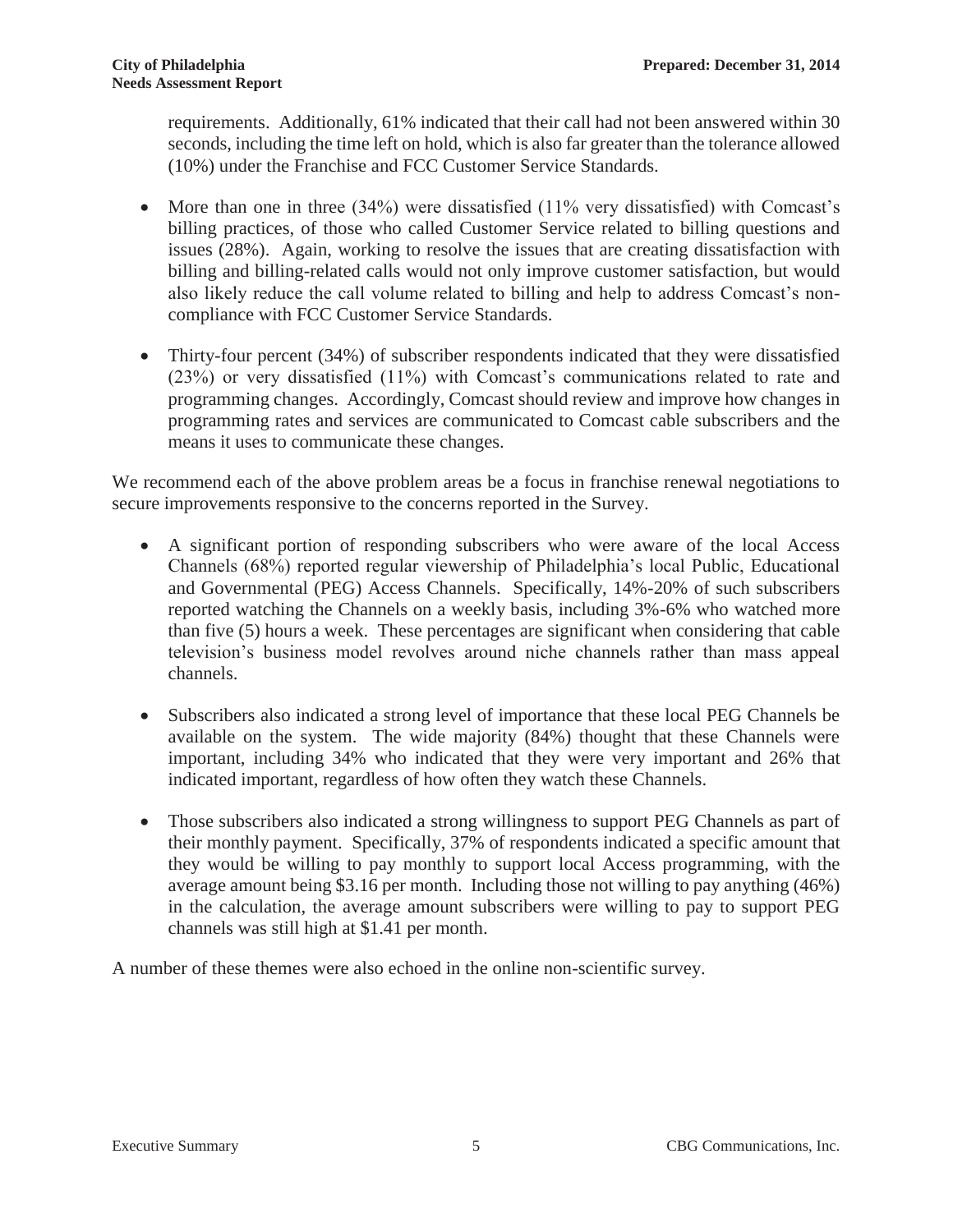requirements. Additionally, 61% indicated that their call had not been answered within 30 seconds, including the time left on hold, which is also far greater than the tolerance allowed (10%) under the Franchise and FCC Customer Service Standards.

- More than one in three (34%) were dissatisfied (11% very dissatisfied) with Comcast's billing practices, of those who called Customer Service related to billing questions and issues (28%). Again, working to resolve the issues that are creating dissatisfaction with billing and billing-related calls would not only improve customer satisfaction, but would also likely reduce the call volume related to billing and help to address Comcast's non-compliance with FCC Customer Service Standards.

- Thirty-four percent (34%) of subscriber respondents indicated that they were dissatisfied (23%) or very dissatisfied (11%) with Comcast's communications related to rate and programming changes. Accordingly, Comcast should review and improve how changes in programming rates and services are communicated to Comcast cable subscribers and the means it uses to communicate these changes.

We recommend each of the above problem areas be a focus in franchise renewal negotiations to secure improvements responsive to the concerns reported in the Survey.

- A significant portion of responding subscribers who were aware of the local Access Channels (68%) reported regular viewership of Philadelphia's local Public, Educational and Governmental (PEG) Access Channels. Specifically, 14%-20% of such subscribers reported watching the Channels on a weekly basis, including 3%-6% who watched more than five (5) hours a week. These percentages are significant when considering that cable television's business model revolves around niche channels rather than mass appeal channels.

- Subscribers also indicated a strong level of importance that these local PEG Channels be available on the system. The wide majority (84%) thought that these Channels were important, including 34% who indicated that they were very important and 26% that indicated important, regardless of how often they watch these Channels.

- Those subscribers also indicated a strong willingness to support PEG Channels as part of their monthly payment. Specifically, 37% of respondents indicated a specific amount that they would be willing to pay monthly to support local Access programming, with the average amount being $3.16 per month. Including those not willing to pay anything (46%) in the calculation, the average amount subscribers were willing to pay to support PEG channels was still high at $1.41 per month.

A number of these themes were also echoed in the online non-scientific survey.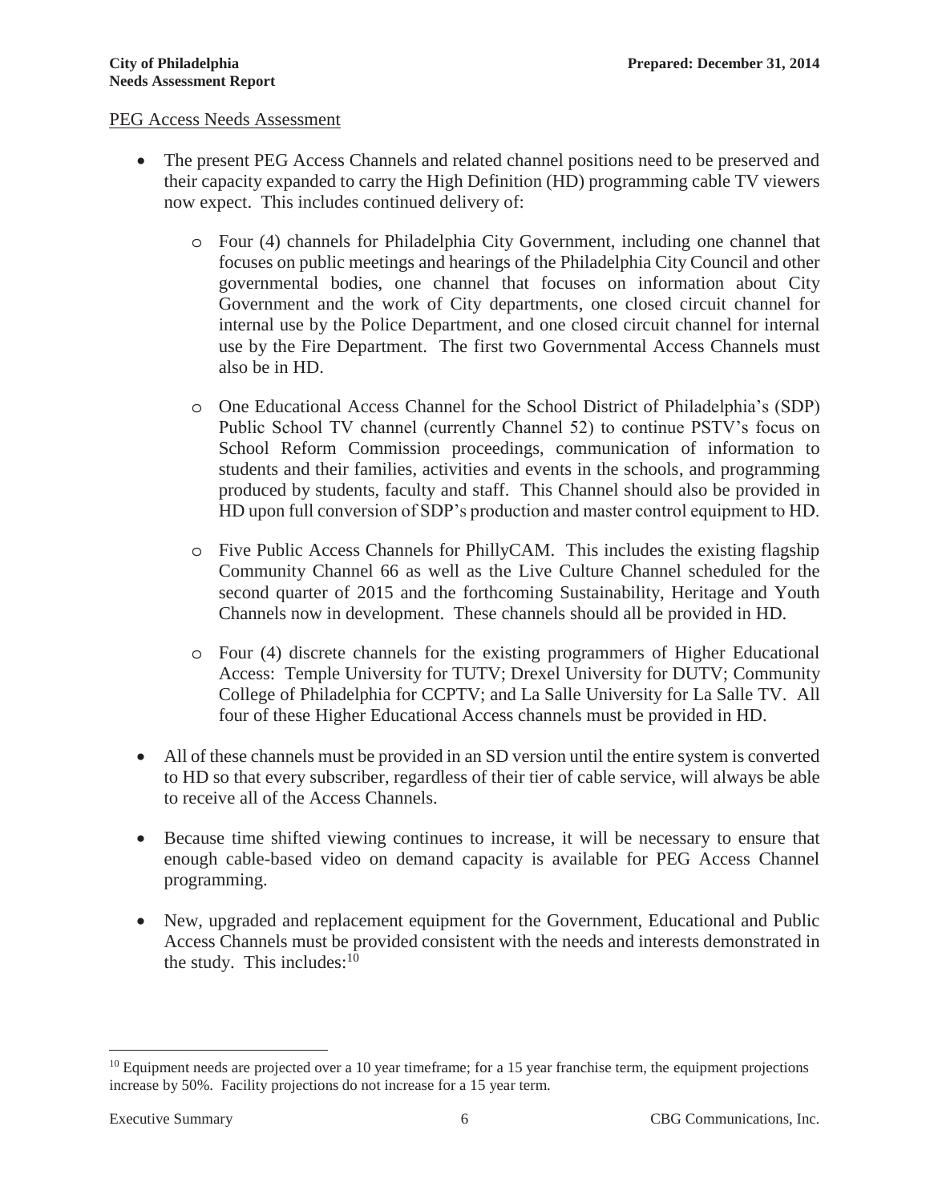<u>PEG Access Needs Assessment</u>

- The present PEG Access Channels and related channel positions need to be preserved and their capacity expanded to carry the High Definition (HD) programming cable TV viewers now expect. This includes continued delivery of:
  - Four (4) channels for Philadelphia City Government, including one channel that focuses on public meetings and hearings of the Philadelphia City Council and other governmental bodies, one channel that focuses on information about City Government and the work of City departments, one closed circuit channel for internal use by the Police Department, and one closed circuit channel for internal use by the Fire Department. The first two Governmental Access Channels must also be in HD.
  - One Educational Access Channel for the School District of Philadelphia's (SDP) Public School TV channel (currently Channel 52) to continue PSTV's focus on School Reform Commission proceedings, communication of information to students and their families, activities and events in the schools, and programming produced by students, faculty and staff. This Channel should also be provided in HD upon full conversion of SDP's production and master control equipment to HD.
  - Five Public Access Channels for PhillyCAM. This includes the existing flagship Community Channel 66 as well as the Live Culture Channel scheduled for the second quarter of 2015 and the forthcoming Sustainability, Heritage and Youth Channels now in development. These channels should all be provided in HD.
  - Four (4) discrete channels for the existing programmers of Higher Educational Access: Temple University for TUTV; Drexel University for DUTV; Community College of Philadelphia for CCPTV; and La Salle University for La Salle TV. All four of these Higher Educational Access channels must be provided in HD.
- All of these channels must be provided in an SD version until the entire system is converted to HD so that every subscriber, regardless of their tier of cable service, will always be able to receive all of the Access Channels.
- Because time shifted viewing continues to increase, it will be necessary to ensure that enough cable-based video on demand capacity is available for PEG Access Channel programming.
- New, upgraded and replacement equipment for the Government, Educational and Public Access Channels must be provided consistent with the needs and interests demonstrated in the study. This includes:[10]

[10] Equipment needs are projected over a 10 year timeframe; for a 15 year franchise term, the equipment projections increase by 50%. Facility projections do not increase for a 15 year term.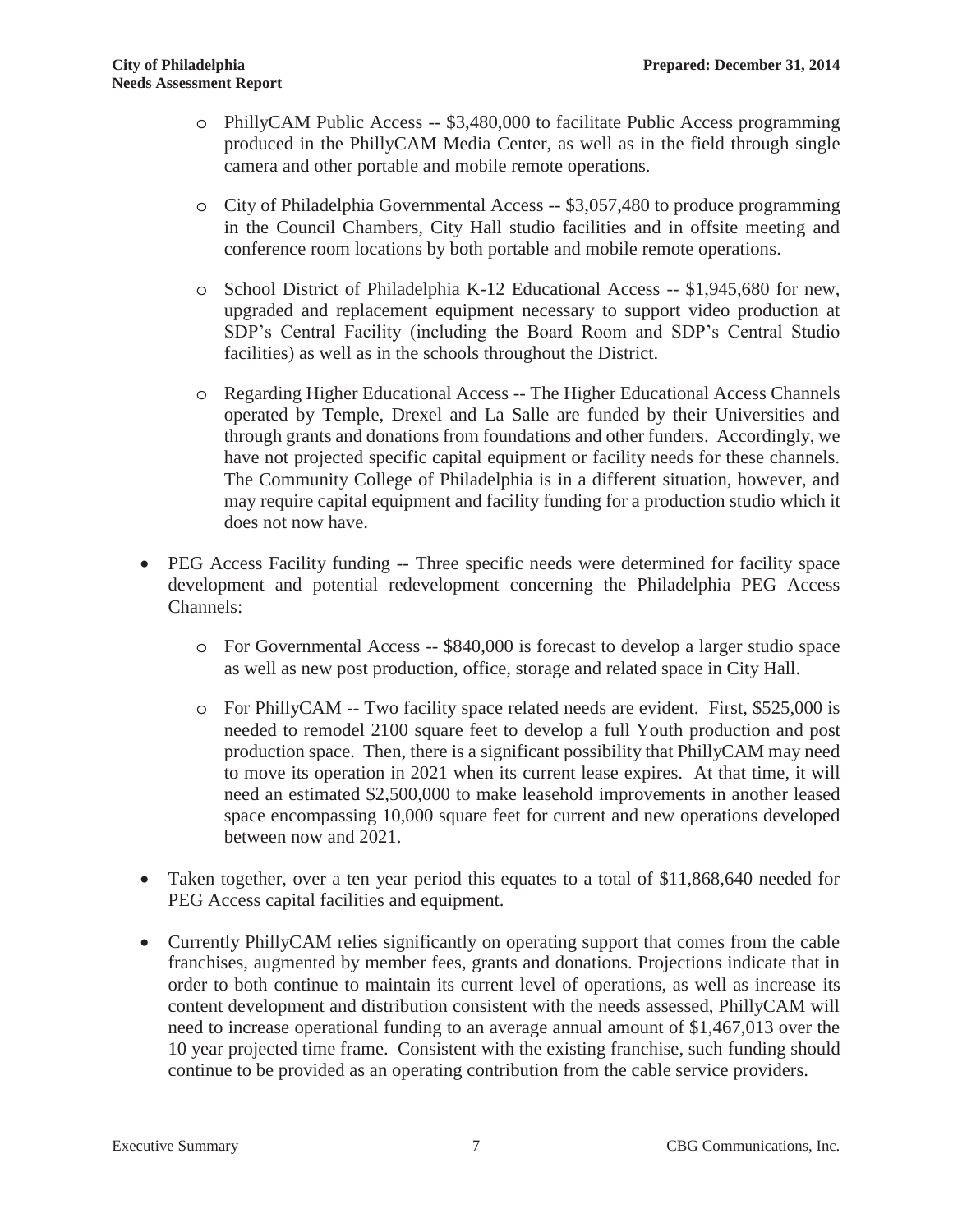- PhillyCAM Public Access -- $3,480,000 to facilitate Public Access programming produced in the PhillyCAM Media Center, as well as in the field through single camera and other portable and mobile remote operations.

- City of Philadelphia Governmental Access -- $3,057,480 to produce programming in the Council Chambers, City Hall studio facilities and in offsite meeting and conference room locations by both portable and mobile remote operations.

- School District of Philadelphia K-12 Educational Access -- $1,945,680 for new, upgraded and replacement equipment necessary to support video production at SDP's Central Facility (including the Board Room and SDP's Central Studio facilities) as well as in the schools throughout the District.

- Regarding Higher Educational Access -- The Higher Educational Access Channels operated by Temple, Drexel and La Salle are funded by their Universities and through grants and donations from foundations and other funders. Accordingly, we have not projected specific capital equipment or facility needs for these channels. The Community College of Philadelphia is in a different situation, however, and may require capital equipment and facility funding for a production studio which it does not now have.

- PEG Access Facility funding -- Three specific needs were determined for facility space development and potential redevelopment concerning the Philadelphia PEG Access Channels:

  - For Governmental Access -- $840,000 is forecast to develop a larger studio space as well as new post production, office, storage and related space in City Hall.

  - For PhillyCAM -- Two facility space related needs are evident. First, $525,000 is needed to remodel 2100 square feet to develop a full Youth production and post production space. Then, there is a significant possibility that PhillyCAM may need to move its operation in 2021 when its current lease expires. At that time, it will need an estimated $2,500,000 to make leasehold improvements in another leased space encompassing 10,000 square feet for current and new operations developed between now and 2021.

- Taken together, over a ten year period this equates to a total of $11,868,640 needed for PEG Access capital facilities and equipment.

- Currently PhillyCAM relies significantly on operating support that comes from the cable franchises, augmented by member fees, grants and donations. Projections indicate that in order to both continue to maintain its current level of operations, as well as increase its content development and distribution consistent with the needs assessed, PhillyCAM will need to increase operational funding to an average annual amount of $1,467,013 over the 10 year projected time frame. Consistent with the existing franchise, such funding should continue to be provided as an operating contribution from the cable service providers.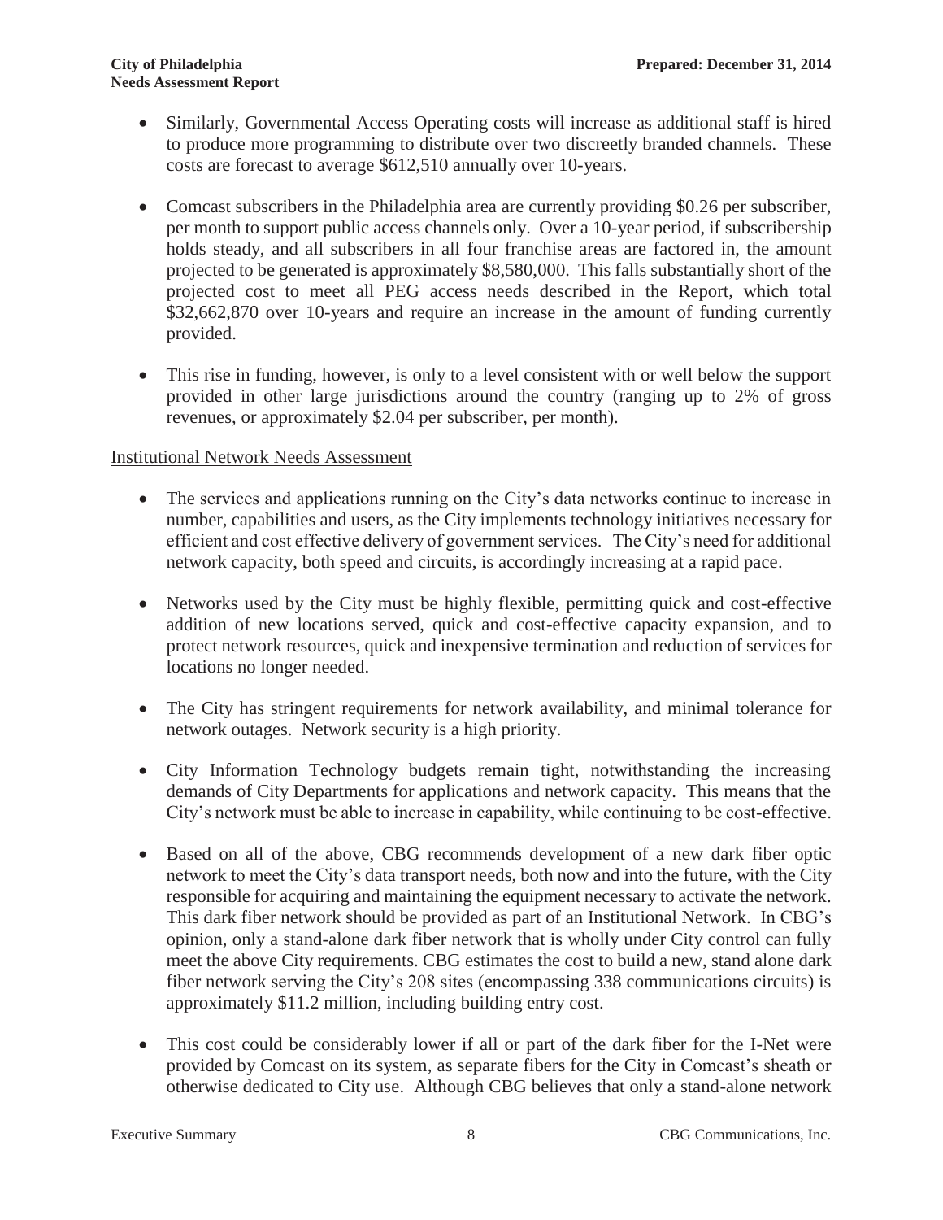- Similarly, Governmental Access Operating costs will increase as additional staff is hired to produce more programming to distribute over two discreetly branded channels. These costs are forecast to average $612,510 annually over 10-years.

- Comcast subscribers in the Philadelphia area are currently providing $0.26 per subscriber, per month to support public access channels only. Over a 10-year period, if subscribership holds steady, and all subscribers in all four franchise areas are factored in, the amount projected to be generated is approximately $8,580,000. This falls substantially short of the projected cost to meet all PEG access needs described in the Report, which total $32,662,870 over 10-years and require an increase in the amount of funding currently provided.

- This rise in funding, however, is only to a level consistent with or well below the support provided in other large jurisdictions around the country (ranging up to 2% of gross revenues, or approximately $2.04 per subscriber, per month).

<u>Institutional Network Needs Assessment</u>

- The services and applications running on the City's data networks continue to increase in number, capabilities and users, as the City implements technology initiatives necessary for efficient and cost effective delivery of government services. The City's need for additional network capacity, both speed and circuits, is accordingly increasing at a rapid pace.

- Networks used by the City must be highly flexible, permitting quick and cost-effective addition of new locations served, quick and cost-effective capacity expansion, and to protect network resources, quick and inexpensive termination and reduction of services for locations no longer needed.

- The City has stringent requirements for network availability, and minimal tolerance for network outages. Network security is a high priority.

- City Information Technology budgets remain tight, notwithstanding the increasing demands of City Departments for applications and network capacity. This means that the City's network must be able to increase in capability, while continuing to be cost-effective.

- Based on all of the above, CBG recommends development of a new dark fiber optic network to meet the City's data transport needs, both now and into the future, with the City responsible for acquiring and maintaining the equipment necessary to activate the network. This dark fiber network should be provided as part of an Institutional Network. In CBG's opinion, only a stand-alone dark fiber network that is wholly under City control can fully meet the above City requirements. CBG estimates the cost to build a new, stand alone dark fiber network serving the City's 208 sites (encompassing 338 communications circuits) is approximately $11.2 million, including building entry cost.

- This cost could be considerably lower if all or part of the dark fiber for the I-Net were provided by Comcast on its system, as separate fibers for the City in Comcast's sheath or otherwise dedicated to City use. Although CBG believes that only a stand-alone network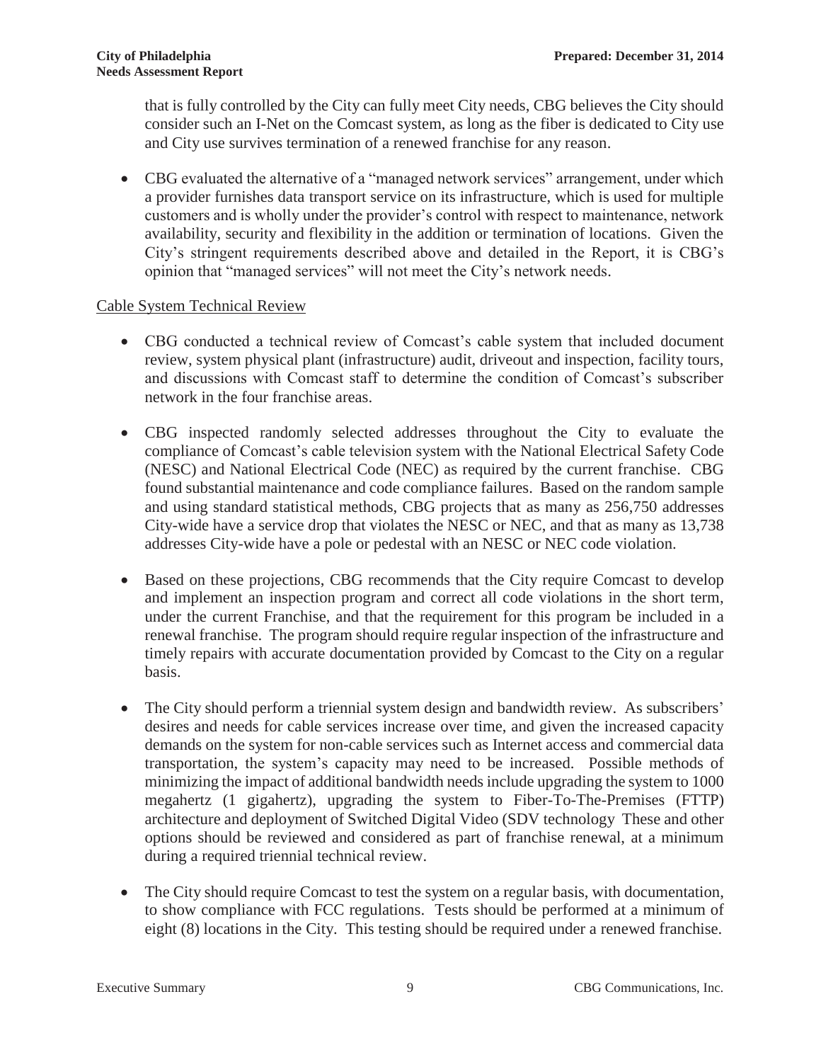that is fully controlled by the City can fully meet City needs, CBG believes the City should consider such an I-Net on the Comcast system, as long as the fiber is dedicated to City use and City use survives termination of a renewed franchise for any reason.

- CBG evaluated the alternative of a "managed network services" arrangement, under which a provider furnishes data transport service on its infrastructure, which is used for multiple customers and is wholly under the provider's control with respect to maintenance, network availability, security and flexibility in the addition or termination of locations. Given the City's stringent requirements described above and detailed in the Report, it is CBG's opinion that "managed services" will not meet the City's network needs.

Cable System Technical Review

- CBG conducted a technical review of Comcast's cable system that included document review, system physical plant (infrastructure) audit, driveout and inspection, facility tours, and discussions with Comcast staff to determine the condition of Comcast's subscriber network in the four franchise areas.
- CBG inspected randomly selected addresses throughout the City to evaluate the compliance of Comcast's cable television system with the National Electrical Safety Code (NESC) and National Electrical Code (NEC) as required by the current franchise. CBG found substantial maintenance and code compliance failures. Based on the random sample and using standard statistical methods, CBG projects that as many as 256,750 addresses City-wide have a service drop that violates the NESC or NEC, and that as many as 13,738 addresses City-wide have a pole or pedestal with an NESC or NEC code violation.
- Based on these projections, CBG recommends that the City require Comcast to develop and implement an inspection program and correct all code violations in the short term, under the current Franchise, and that the requirement for this program be included in a renewal franchise. The program should require regular inspection of the infrastructure and timely repairs with accurate documentation provided by Comcast to the City on a regular basis.
- The City should perform a triennial system design and bandwidth review. As subscribers' desires and needs for cable services increase over time, and given the increased capacity demands on the system for non-cable services such as Internet access and commercial data transportation, the system's capacity may need to be increased. Possible methods of minimizing the impact of additional bandwidth needs include upgrading the system to 1000 megahertz (1 gigahertz), upgrading the system to Fiber-To-The-Premises (FTTP) architecture and deployment of Switched Digital Video (SDV technology These and other options should be reviewed and considered as part of franchise renewal, at a minimum during a required triennial technical review.
- The City should require Comcast to test the system on a regular basis, with documentation, to show compliance with FCC regulations. Tests should be performed at a minimum of eight (8) locations in the City. This testing should be required under a renewed franchise.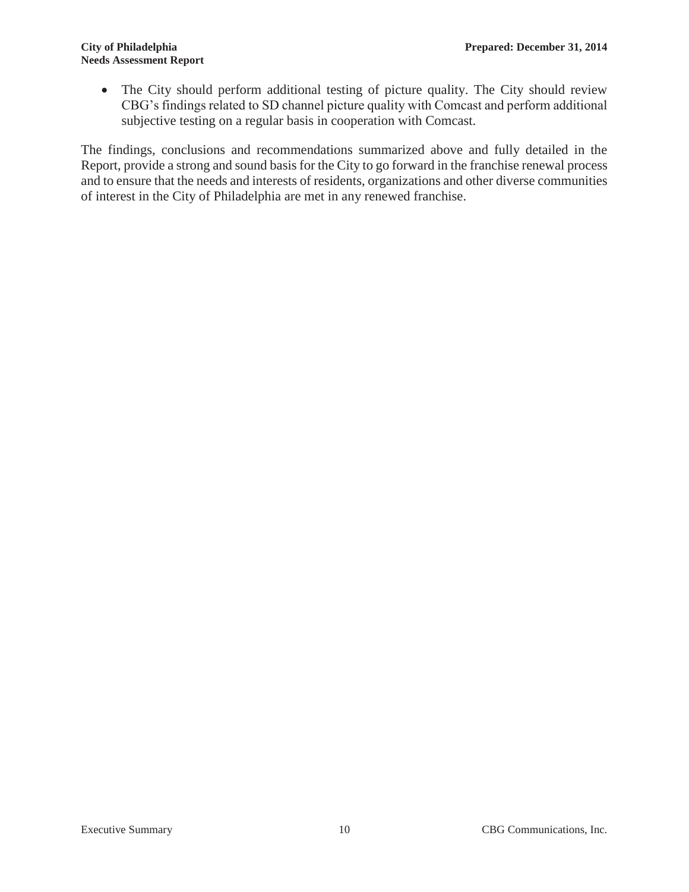- The City should perform additional testing of picture quality. The City should review CBG's findings related to SD channel picture quality with Comcast and perform additional subjective testing on a regular basis in cooperation with Comcast.

The findings, conclusions and recommendations summarized above and fully detailed in the Report, provide a strong and sound basis for the City to go forward in the franchise renewal process and to ensure that the needs and interests of residents, organizations and other diverse communities of interest in the City of Philadelphia are met in any renewed franchise.